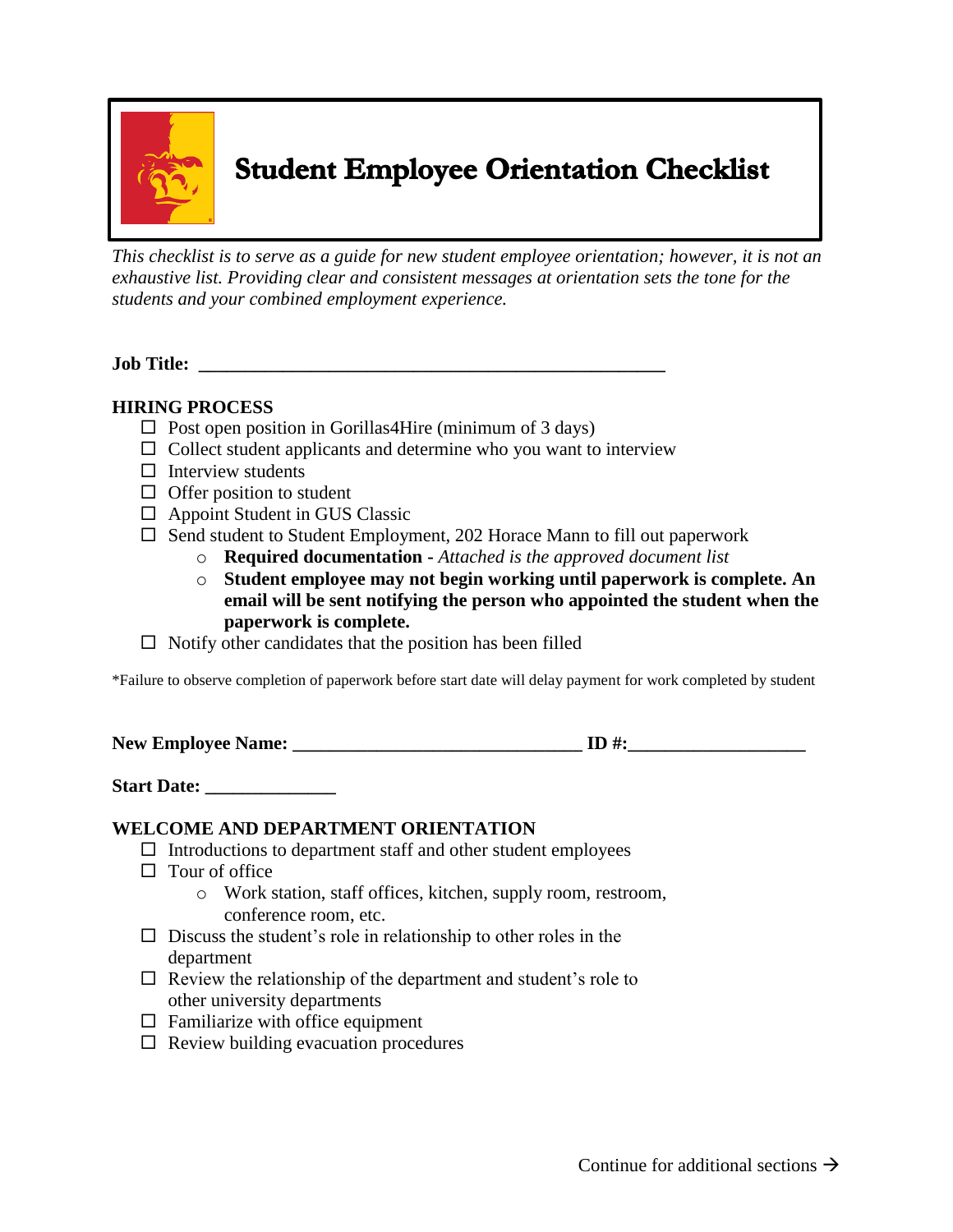# Student Employee Orientation Checklist

*This checklist is to serve as a guide for new student employee orientation; however, it is not an exhaustive list. Providing clear and consistent messages at orientation sets the tone for the students and your combined employment experience.*

**Job Title: \_\_\_\_\_\_\_\_\_\_\_\_\_\_\_\_\_\_\_\_\_\_\_\_\_\_\_\_\_\_\_\_\_\_\_\_\_\_\_\_\_\_\_\_\_\_\_\_\_**

## HIRING PROCESS

- ☐ Post open position in Gorillas4Hire (minimum of 3 days)
- ☐ Collect student applicants and determine who you want to interview
- ☐ Interview students
- ☐ Offer position to student
- ☐ Appoint Student in GUS Classic
- ☐ Send student to Student Employment, 202 Horace Mann to fill out paperwork
  - **Required documentation -** *Attached is the approved document list*
  - **Student employee may not begin working until paperwork is complete. An email will be sent notifying the person who appointed the student when the paperwork is complete.**
- ☐ Notify other candidates that the position has been filled

*Failure to observe completion of paperwork before start date will delay payment for work completed by student

**New Employee Name: \_\_\_\_\_\_\_\_\_\_\_\_\_\_\_\_\_\_\_\_\_\_\_\_\_\_\_\_\_\_\_ ID #:\_\_\_\_\_\_\_\_\_\_\_\_\_\_\_\_\_\_\_**

**Start Date: \_\_\_\_\_\_\_\_\_\_\_\_\_\_**

## WELCOME AND DEPARTMENT ORIENTATION

- ☐ Introductions to department staff and other student employees
- ☐ Tour of office
  - Work station, staff offices, kitchen, supply room, restroom, conference room, etc.
- ☐ Discuss the student's role in relationship to other roles in the department
- ☐ Review the relationship of the department and student's role to other university departments
- ☐ Familiarize with office equipment
- ☐ Review building evacuation procedures

Continue for additional sections →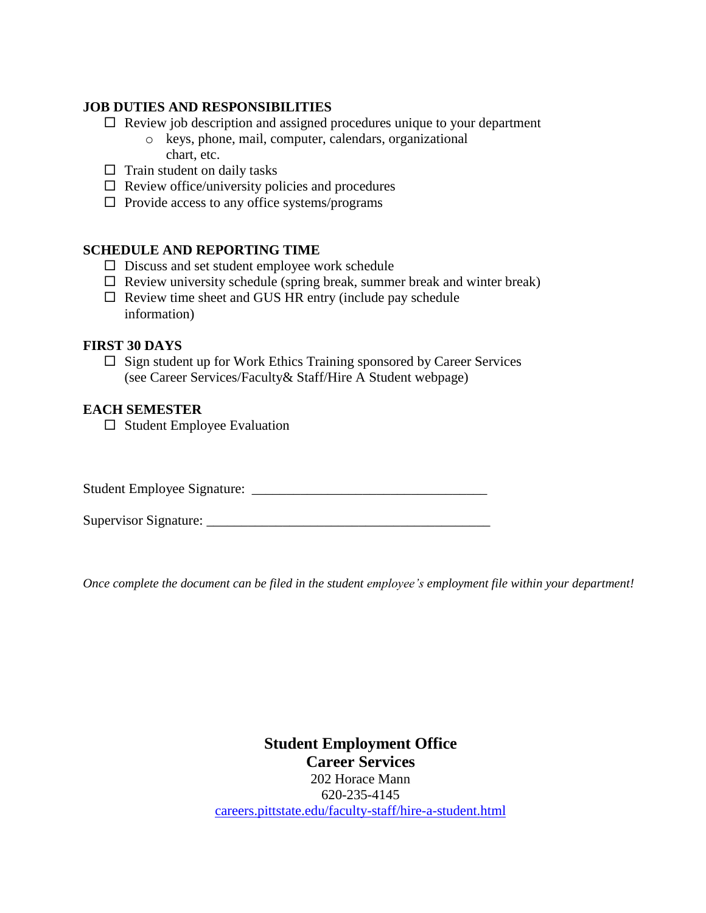**JOB DUTIES AND RESPONSIBILITIES**

- ☐ Review job description and assigned procedures unique to your department
  - keys, phone, mail, computer, calendars, organizational chart, etc.
- ☐ Train student on daily tasks
- ☐ Review office/university policies and procedures
- ☐ Provide access to any office systems/programs

**SCHEDULE AND REPORTING TIME**

- ☐ Discuss and set student employee work schedule
- ☐ Review university schedule (spring break, summer break and winter break)
- ☐ Review time sheet and GUS HR entry (include pay schedule information)

**FIRST 30 DAYS**

- ☐ Sign student up for Work Ethics Training sponsored by Career Services (see Career Services/Faculty& Staff/Hire A Student webpage)

**EACH SEMESTER**

- ☐ Student Employee Evaluation

Student Employee Signature: _________________________________

Supervisor Signature: ________________________________________

*Once complete the document can be filed in the student employee's employment file within your department!*

**Student Employment Office**
**Career Services**
202 Horace Mann
620-235-4145
[careers.pittstate.edu/faculty-staff/hire-a-student.html](careers.pittstate.edu/faculty-staff/hire-a-student.html)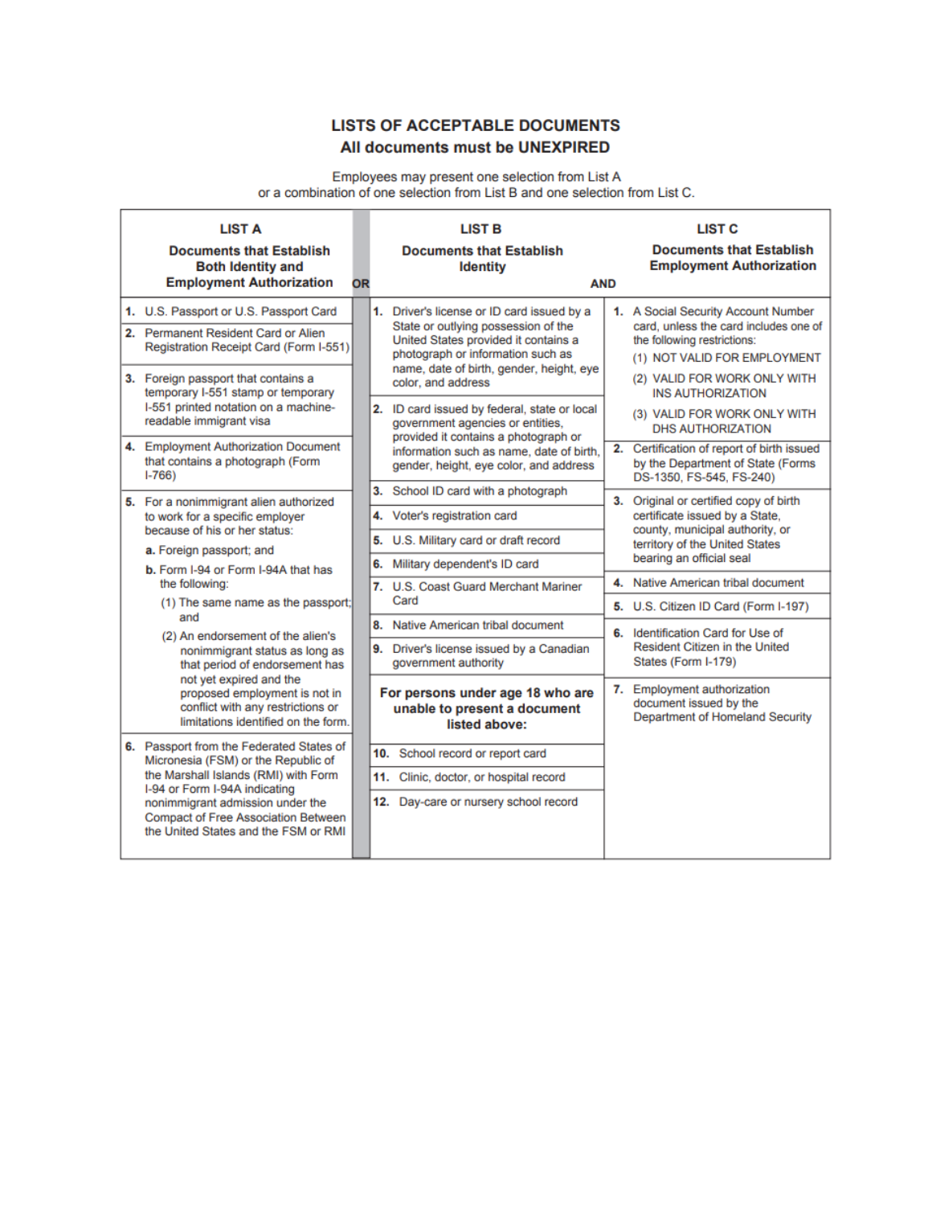## LISTS OF ACCEPTABLE DOCUMENTS
## All documents must be UNEXPIRED

Employees may present one selection from List A or a combination of one selection from List B and one selection from List C.

| LIST A<br>Documents that Establish Both Identity and Employment Authorization | OR | LIST B<br>Documents that Establish Identity | AND | LIST C<br>Documents that Establish Employment Authorization |
|---|---|---|---|---|
| 1. U.S. Passport or U.S. Passport Card | | 1. Driver's license or ID card issued by a State or outlying possession of the United States provided it contains a photograph or information such as name, date of birth, gender, height, eye color, and address | | 1. A Social Security Account Number card, unless the card includes one of the following restrictions:<br>(1) NOT VALID FOR EMPLOYMENT<br>(2) VALID FOR WORK ONLY WITH INS AUTHORIZATION<br>(3) VALID FOR WORK ONLY WITH DHS AUTHORIZATION |
| 2. Permanent Resident Card or Alien Registration Receipt Card (Form I-551) | | 2. ID card issued by federal, state or local government agencies or entities, provided it contains a photograph or information such as name, date of birth, gender, height, eye color, and address | | 2. Certification of report of birth issued by the Department of State (Forms DS-1350, FS-545, FS-240) |
| 3. Foreign passport that contains a temporary I-551 stamp or temporary I-551 printed notation on a machine-readable immigrant visa | | 3. School ID card with a photograph | | 3. Original or certified copy of birth certificate issued by a State, county, municipal authority, or territory of the United States bearing an official seal |
| 4. Employment Authorization Document that contains a photograph (Form I-766) | | 4. Voter's registration card | | 4. Native American tribal document |
| 5. For a nonimmigrant alien authorized to work for a specific employer because of his or her status:<br>a. Foreign passport; and<br>b. Form I-94 or Form I-94A that has the following:<br>(1) The same name as the passport; and<br>(2) An endorsement of the alien's nonimmigrant status as long as that period of endorsement has not yet expired and the proposed employment is not in conflict with any restrictions or limitations identified on the form. | | 5. U.S. Military card or draft record<br>6. Military dependent's ID card<br>7. U.S. Coast Guard Merchant Mariner Card<br>8. Native American tribal document<br>9. Driver's license issued by a Canadian government authority | | 5. U.S. Citizen ID Card (Form I-197)<br>6. Identification Card for Use of Resident Citizen in the United States (Form I-179)<br>7. Employment authorization document issued by the Department of Homeland Security |
| 6. Passport from the Federated States of Micronesia (FSM) or the Republic of the Marshall Islands (RMI) with Form I-94 or Form I-94A indicating nonimmigrant admission under the Compact of Free Association Between the United States and the FSM or RMI | | **For persons under age 18 who are unable to present a document listed above:**<br>10. School record or report card<br>11. Clinic, doctor, or hospital record<br>12. Day-care or nursery school record | | |